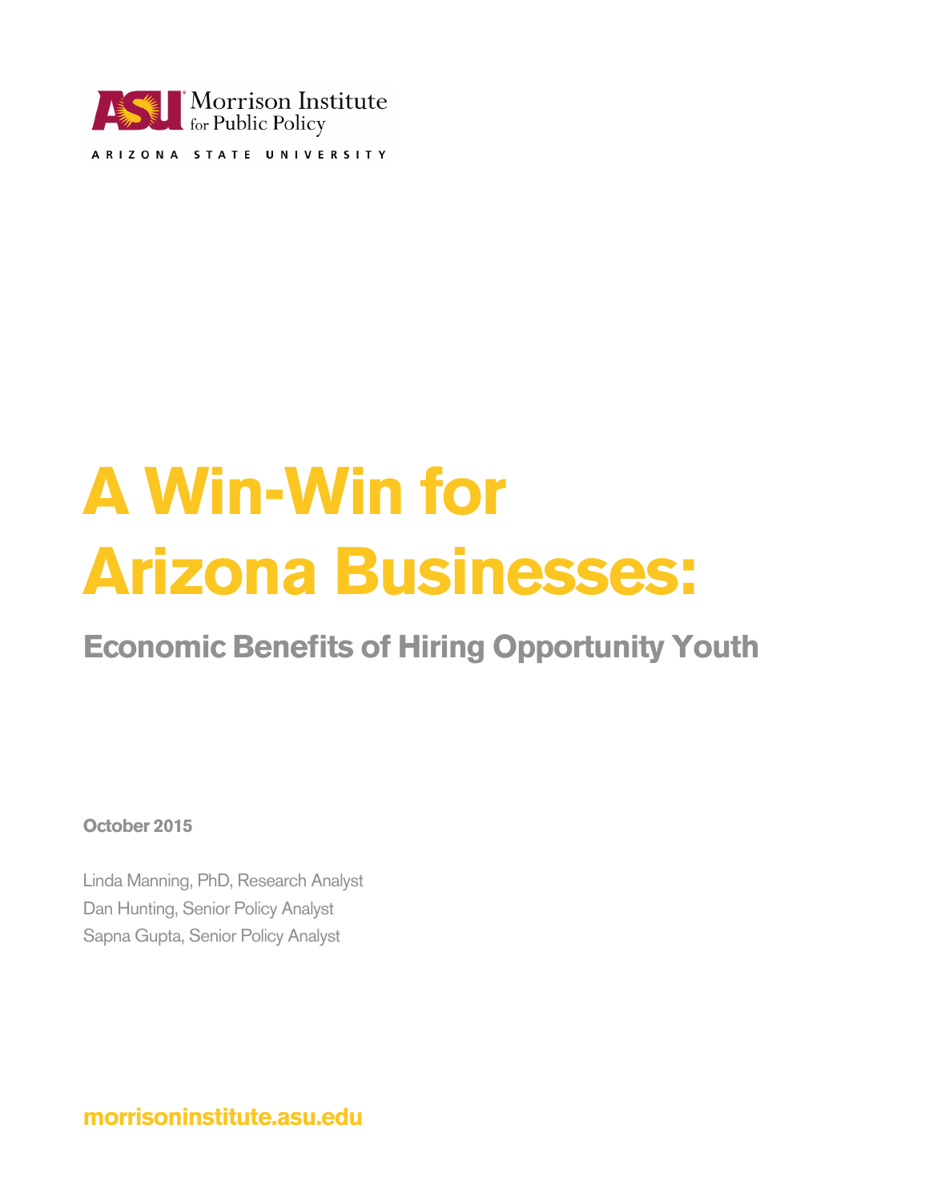ASU Morrison Institute for Public Policy

ARIZONA STATE UNIVERSITY

# A Win-Win for Arizona Businesses:

## Economic Benefits of Hiring Opportunity Youth

**October 2015**

Linda Manning, PhD, Research Analyst
Dan Hunting, Senior Policy Analyst
Sapna Gupta, Senior Policy Analyst

**morrisoninstitute.asu.edu**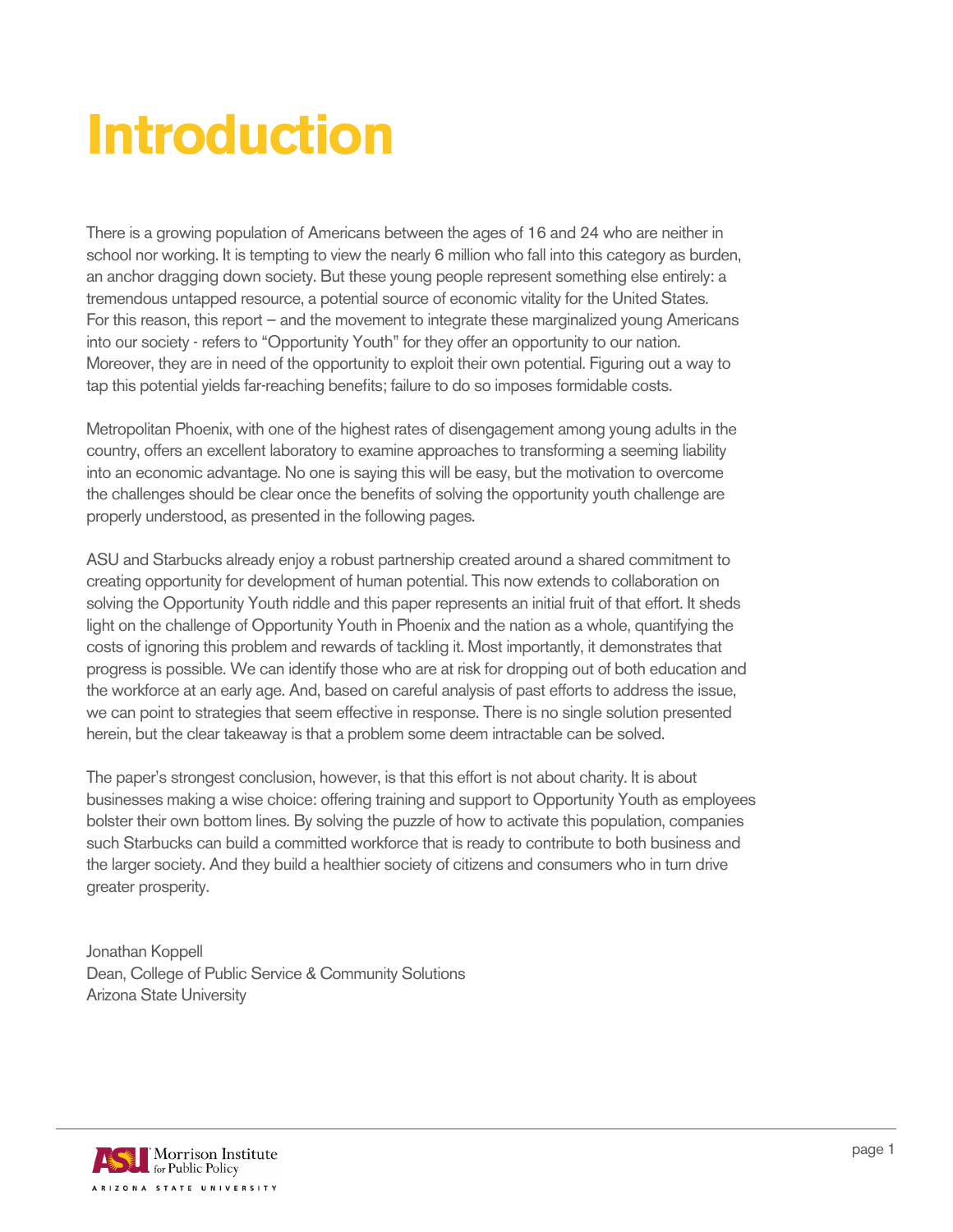# Introduction

There is a growing population of Americans between the ages of 16 and 24 who are neither in school nor working. It is tempting to view the nearly 6 million who fall into this category as burden, an anchor dragging down society. But these young people represent something else entirely: a tremendous untapped resource, a potential source of economic vitality for the United States. For this reason, this report – and the movement to integrate these marginalized young Americans into our society - refers to "Opportunity Youth" for they offer an opportunity to our nation. Moreover, they are in need of the opportunity to exploit their own potential. Figuring out a way to tap this potential yields far-reaching benefits; failure to do so imposes formidable costs.

Metropolitan Phoenix, with one of the highest rates of disengagement among young adults in the country, offers an excellent laboratory to examine approaches to transforming a seeming liability into an economic advantage. No one is saying this will be easy, but the motivation to overcome the challenges should be clear once the benefits of solving the opportunity youth challenge are properly understood, as presented in the following pages.

ASU and Starbucks already enjoy a robust partnership created around a shared commitment to creating opportunity for development of human potential. This now extends to collaboration on solving the Opportunity Youth riddle and this paper represents an initial fruit of that effort. It sheds light on the challenge of Opportunity Youth in Phoenix and the nation as a whole, quantifying the costs of ignoring this problem and rewards of tackling it. Most importantly, it demonstrates that progress is possible. We can identify those who are at risk for dropping out of both education and the workforce at an early age. And, based on careful analysis of past efforts to address the issue, we can point to strategies that seem effective in response. There is no single solution presented herein, but the clear takeaway is that a problem some deem intractable can be solved.

The paper's strongest conclusion, however, is that this effort is not about charity. It is about businesses making a wise choice: offering training and support to Opportunity Youth as employees bolster their own bottom lines. By solving the puzzle of how to activate this population, companies such Starbucks can build a committed workforce that is ready to contribute to both business and the larger society. And they build a healthier society of citizens and consumers who in turn drive greater prosperity.

Jonathan Koppell  
Dean, College of Public Service & Community Solutions  
Arizona State University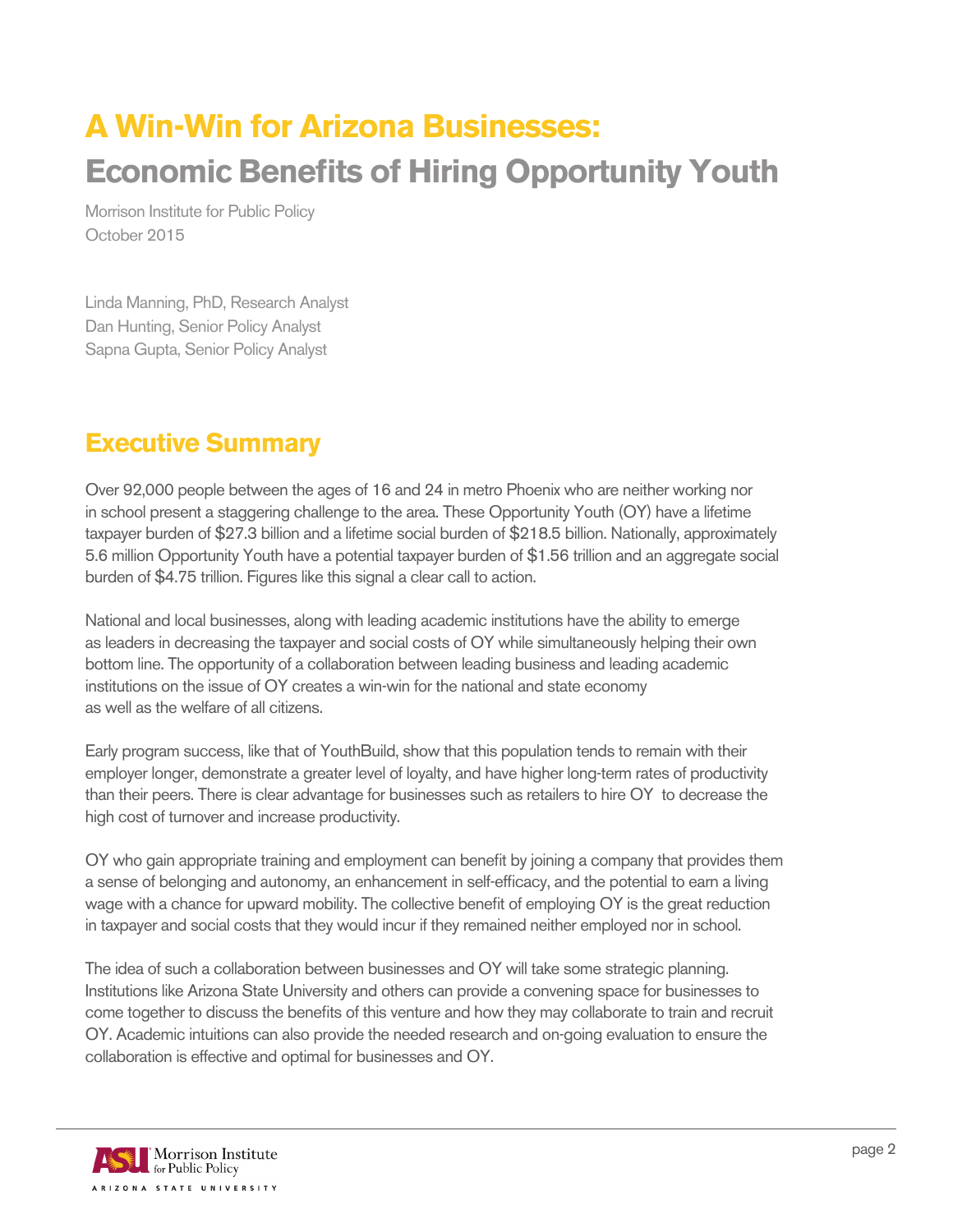# A Win-Win for Arizona Businesses:

# Economic Benefits of Hiring Opportunity Youth

Morrison Institute for Public Policy
October 2015

Linda Manning, PhD, Research Analyst
Dan Hunting, Senior Policy Analyst
Sapna Gupta, Senior Policy Analyst

## Executive Summary

Over 92,000 people between the ages of 16 and 24 in metro Phoenix who are neither working nor in school present a staggering challenge to the area. These Opportunity Youth (OY) have a lifetime taxpayer burden of $27.3 billion and a lifetime social burden of $218.5 billion. Nationally, approximately 5.6 million Opportunity Youth have a potential taxpayer burden of $1.56 trillion and an aggregate social burden of $4.75 trillion. Figures like this signal a clear call to action.

National and local businesses, along with leading academic institutions have the ability to emerge as leaders in decreasing the taxpayer and social costs of OY while simultaneously helping their own bottom line. The opportunity of a collaboration between leading business and leading academic institutions on the issue of OY creates a win-win for the national and state economy as well as the welfare of all citizens.

Early program success, like that of YouthBuild, show that this population tends to remain with their employer longer, demonstrate a greater level of loyalty, and have higher long-term rates of productivity than their peers. There is clear advantage for businesses such as retailers to hire OY to decrease the high cost of turnover and increase productivity.

OY who gain appropriate training and employment can benefit by joining a company that provides them a sense of belonging and autonomy, an enhancement in self-efficacy, and the potential to earn a living wage with a chance for upward mobility. The collective benefit of employing OY is the great reduction in taxpayer and social costs that they would incur if they remained neither employed nor in school.

The idea of such a collaboration between businesses and OY will take some strategic planning. Institutions like Arizona State University and others can provide a convening space for businesses to come together to discuss the benefits of this venture and how they may collaborate to train and recruit OY. Academic intuitions can also provide the needed research and on-going evaluation to ensure the collaboration is effective and optimal for businesses and OY.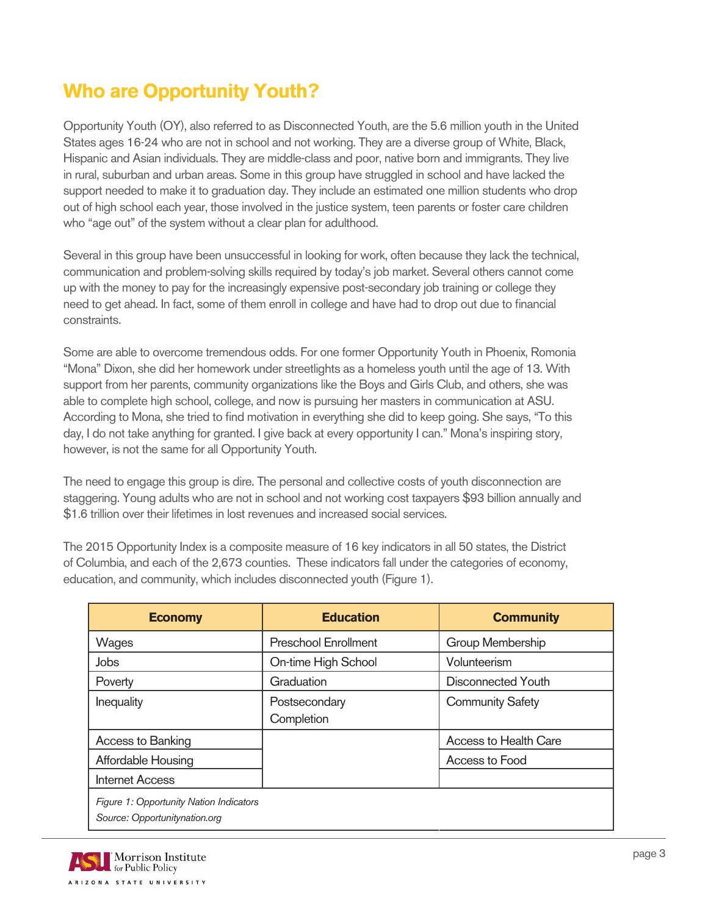## Who are Opportunity Youth?

Opportunity Youth (OY), also referred to as Disconnected Youth, are the 5.6 million youth in the United States ages 16-24 who are not in school and not working. They are a diverse group of White, Black, Hispanic and Asian individuals. They are middle-class and poor, native born and immigrants. They live in rural, suburban and urban areas. Some in this group have struggled in school and have lacked the support needed to make it to graduation day. They include an estimated one million students who drop out of high school each year, those involved in the justice system, teen parents or foster care children who "age out" of the system without a clear plan for adulthood.

Several in this group have been unsuccessful in looking for work, often because they lack the technical, communication and problem-solving skills required by today's job market. Several others cannot come up with the money to pay for the increasingly expensive post-secondary job training or college they need to get ahead. In fact, some of them enroll in college and have had to drop out due to financial constraints.

Some are able to overcome tremendous odds. For one former Opportunity Youth in Phoenix, Romonia "Mona" Dixon, she did her homework under streetlights as a homeless youth until the age of 13. With support from her parents, community organizations like the Boys and Girls Club, and others, she was able to complete high school, college, and now is pursuing her masters in communication at ASU. According to Mona, she tried to find motivation in everything she did to keep going. She says, "To this day, I do not take anything for granted. I give back at every opportunity I can." Mona's inspiring story, however, is not the same for all Opportunity Youth.

The need to engage this group is dire. The personal and collective costs of youth disconnection are staggering. Young adults who are not in school and not working cost taxpayers $93 billion annually and $1.6 trillion over their lifetimes in lost revenues and increased social services.

The 2015 Opportunity Index is a composite measure of 16 key indicators in all 50 states, the District of Columbia, and each of the 2,673 counties. These indicators fall under the categories of economy, education, and community, which includes disconnected youth (Figure 1).

| Economy | Education | Community |
|---|---|---|
| Wages | Preschool Enrollment | Group Membership |
| Jobs | On-time High School | Volunteerism |
| Poverty | Graduation | Disconnected Youth |
| Inequality | Postsecondary Completion | Community Safety |
| Access to Banking | | Access to Health Care |
| Affordable Housing | | Access to Food |
| Internet Access | | |

*Figure 1: Opportunity Nation Indicators*
*Source: Opportunitynation.org*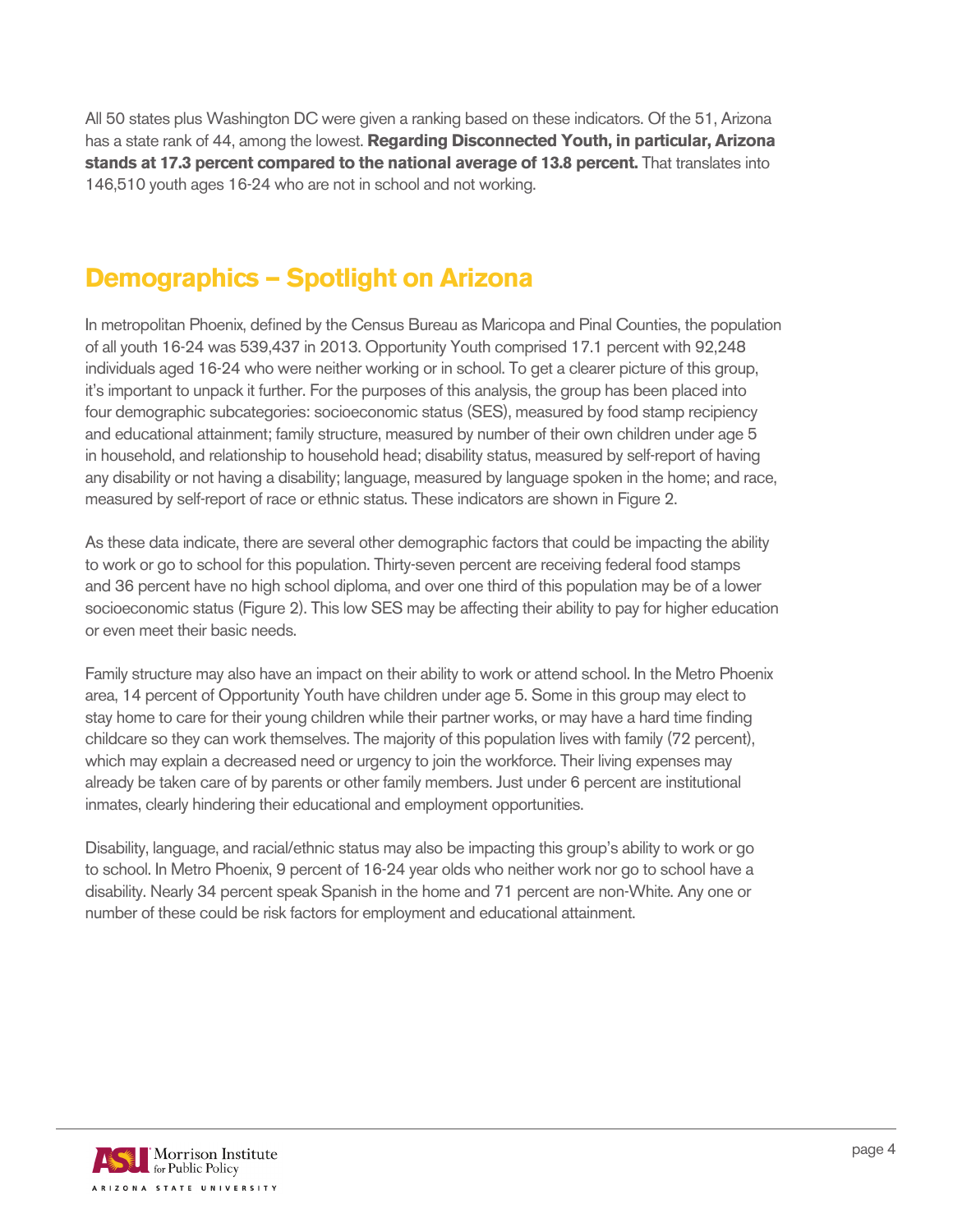All 50 states plus Washington DC were given a ranking based on these indicators. Of the 51, Arizona has a state rank of 44, among the lowest. **Regarding Disconnected Youth, in particular, Arizona stands at 17.3 percent compared to the national average of 13.8 percent.** That translates into 146,510 youth ages 16-24 who are not in school and not working.

## Demographics – Spotlight on Arizona

In metropolitan Phoenix, defined by the Census Bureau as Maricopa and Pinal Counties, the population of all youth 16-24 was 539,437 in 2013. Opportunity Youth comprised 17.1 percent with 92,248 individuals aged 16-24 who were neither working or in school. To get a clearer picture of this group, it's important to unpack it further. For the purposes of this analysis, the group has been placed into four demographic subcategories: socioeconomic status (SES), measured by food stamp recipiency and educational attainment; family structure, measured by number of their own children under age 5 in household, and relationship to household head; disability status, measured by self-report of having any disability or not having a disability; language, measured by language spoken in the home; and race, measured by self-report of race or ethnic status. These indicators are shown in Figure 2.

As these data indicate, there are several other demographic factors that could be impacting the ability to work or go to school for this population. Thirty-seven percent are receiving federal food stamps and 36 percent have no high school diploma, and over one third of this population may be of a lower socioeconomic status (Figure 2). This low SES may be affecting their ability to pay for higher education or even meet their basic needs.

Family structure may also have an impact on their ability to work or attend school. In the Metro Phoenix area, 14 percent of Opportunity Youth have children under age 5. Some in this group may elect to stay home to care for their young children while their partner works, or may have a hard time finding childcare so they can work themselves. The majority of this population lives with family (72 percent), which may explain a decreased need or urgency to join the workforce. Their living expenses may already be taken care of by parents or other family members. Just under 6 percent are institutional inmates, clearly hindering their educational and employment opportunities.

Disability, language, and racial/ethnic status may also be impacting this group's ability to work or go to school. In Metro Phoenix, 9 percent of 16-24 year olds who neither work nor go to school have a disability. Nearly 34 percent speak Spanish in the home and 71 percent are non-White. Any one or number of these could be risk factors for employment and educational attainment.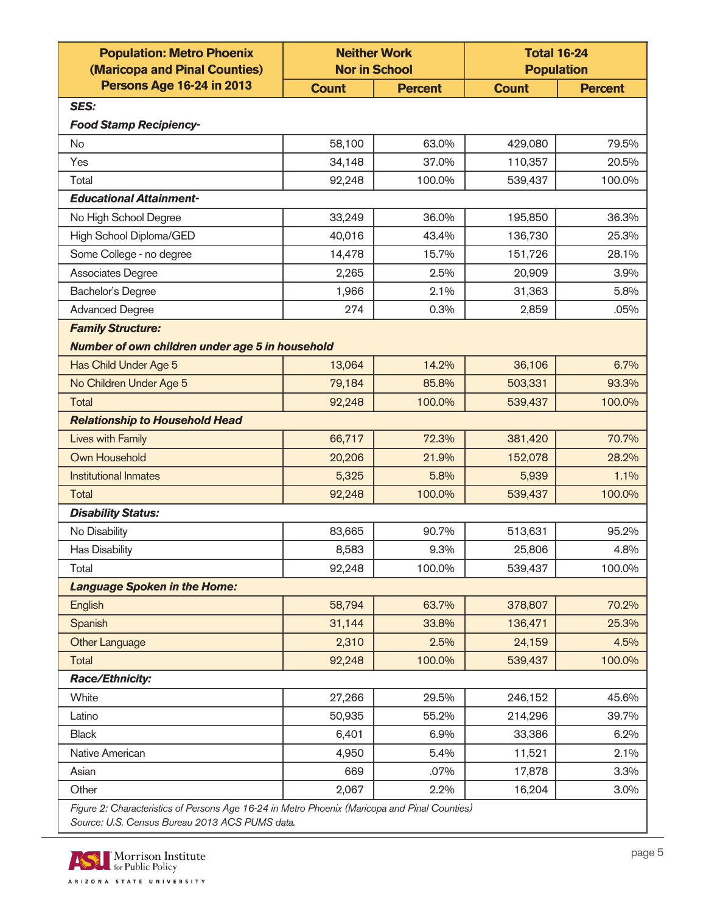| Population: Metro Phoenix (Maricopa and Pinal Counties) Persons Age 16-24 in 2013 | Neither Work Nor in School | | Total 16-24 Population | |
|---|---|---|---|---|
| | Count | Percent | Count | Percent |
| ***SES:*** | | | | |
| ***Food Stamp Recipiency-*** | | | | |
| No | 58,100 | 63.0% | 429,080 | 79.5% |
| Yes | 34,148 | 37.0% | 110,357 | 20.5% |
| Total | 92,248 | 100.0% | 539,437 | 100.0% |
| ***Educational Attainment-*** | | | | |
| No High School Degree | 33,249 | 36.0% | 195,850 | 36.3% |
| High School Diploma/GED | 40,016 | 43.4% | 136,730 | 25.3% |
| Some College - no degree | 14,478 | 15.7% | 151,726 | 28.1% |
| Associates Degree | 2,265 | 2.5% | 20,909 | 3.9% |
| Bachelor's Degree | 1,966 | 2.1% | 31,363 | 5.8% |
| Advanced Degree | 274 | 0.3% | 2,859 | .05% |
| ***Family Structure:*** | | | | |
| ***Number of own children under age 5 in household*** | | | | |
| Has Child Under Age 5 | 13,064 | 14.2% | 36,106 | 6.7% |
| No Children Under Age 5 | 79,184 | 85.8% | 503,331 | 93.3% |
| Total | 92,248 | 100.0% | 539,437 | 100.0% |
| ***Relationship to Household Head*** | | | | |
| Lives with Family | 66,717 | 72.3% | 381,420 | 70.7% |
| Own Household | 20,206 | 21.9% | 152,078 | 28.2% |
| Institutional Inmates | 5,325 | 5.8% | 5,939 | 1.1% |
| Total | 92,248 | 100.0% | 539,437 | 100.0% |
| ***Disability Status:*** | | | | |
| No Disability | 83,665 | 90.7% | 513,631 | 95.2% |
| Has Disability | 8,583 | 9.3% | 25,806 | 4.8% |
| Total | 92,248 | 100.0% | 539,437 | 100.0% |
| ***Language Spoken in the Home:*** | | | | |
| English | 58,794 | 63.7% | 378,807 | 70.2% |
| Spanish | 31,144 | 33.8% | 136,471 | 25.3% |
| Other Language | 2,310 | 2.5% | 24,159 | 4.5% |
| Total | 92,248 | 100.0% | 539,437 | 100.0% |
| ***Race/Ethnicity:*** | | | | |
| White | 27,266 | 29.5% | 246,152 | 45.6% |
| Latino | 50,935 | 55.2% | 214,296 | 39.7% |
| Black | 6,401 | 6.9% | 33,386 | 6.2% |
| Native American | 4,950 | 5.4% | 11,521 | 2.1% |
| Asian | 669 | .07% | 17,878 | 3.3% |
| Other | 2,067 | 2.2% | 16,204 | 3.0% |

*Figure 2: Characteristics of Persons Age 16-24 in Metro Phoenix (Maricopa and Pinal Counties)*
*Source: U.S. Census Bureau 2013 ACS PUMS data.*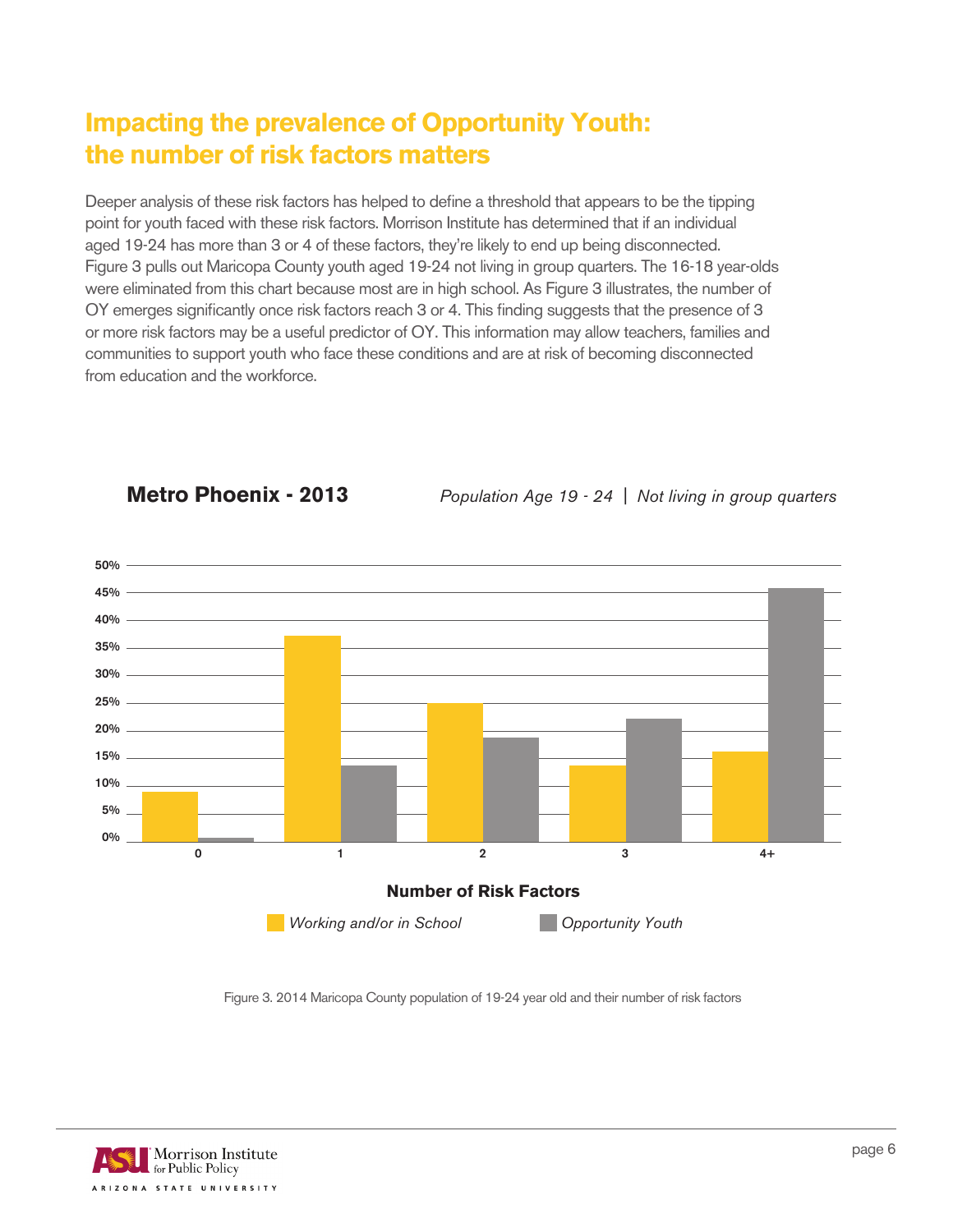# Impacting the prevalence of Opportunity Youth: the number of risk factors matters

Deeper analysis of these risk factors has helped to define a threshold that appears to be the tipping point for youth faced with these risk factors. Morrison Institute has determined that if an individual aged 19-24 has more than 3 or 4 of these factors, they're likely to end up being disconnected. Figure 3 pulls out Maricopa County youth aged 19-24 not living in group quarters. The 16-18 year-olds were eliminated from this chart because most are in high school. As Figure 3 illustrates, the number of OY emerges significantly once risk factors reach 3 or 4. This finding suggests that the presence of 3 or more risk factors may be a useful predictor of OY. This information may allow teachers, families and communities to support youth who face these conditions and are at risk of becoming disconnected from education and the workforce.

**Metro Phoenix - 2013**

*Population Age 19 - 24 | Not living in group quarters*

**Number of Risk Factors**

*Working and/or in School* | *Opportunity Youth*

Figure 3. 2014 Maricopa County population of 19-24 year old and their number of risk factors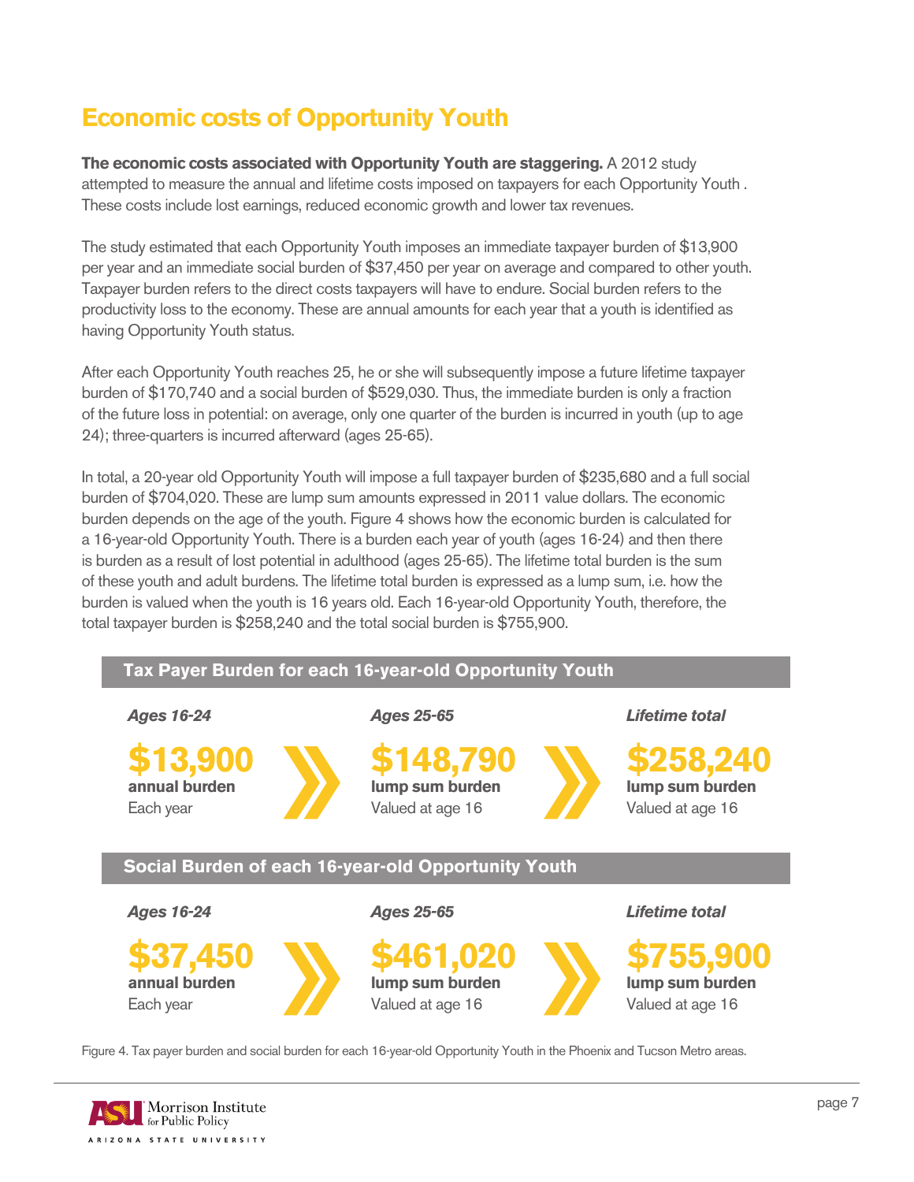## Economic costs of Opportunity Youth

**The economic costs associated with Opportunity Youth are staggering.** A 2012 study attempted to measure the annual and lifetime costs imposed on taxpayers for each Opportunity Youth . These costs include lost earnings, reduced economic growth and lower tax revenues.

The study estimated that each Opportunity Youth imposes an immediate taxpayer burden of $13,900 per year and an immediate social burden of $37,450 per year on average and compared to other youth. Taxpayer burden refers to the direct costs taxpayers will have to endure. Social burden refers to the productivity loss to the economy. These are annual amounts for each year that a youth is identified as having Opportunity Youth status.

After each Opportunity Youth reaches 25, he or she will subsequently impose a future lifetime taxpayer burden of $170,740 and a social burden of $529,030. Thus, the immediate burden is only a fraction of the future loss in potential: on average, only one quarter of the burden is incurred in youth (up to age 24); three-quarters is incurred afterward (ages 25-65).

In total, a 20-year old Opportunity Youth will impose a full taxpayer burden of $235,680 and a full social burden of $704,020. These are lump sum amounts expressed in 2011 value dollars. The economic burden depends on the age of the youth. Figure 4 shows how the economic burden is calculated for a 16-year-old Opportunity Youth. There is a burden each year of youth (ages 16-24) and then there is burden as a result of lost potential in adulthood (ages 25-65). The lifetime total burden is the sum of these youth and adult burdens. The lifetime total burden is expressed as a lump sum, i.e. how the burden is valued when the youth is 16 years old. Each 16-year-old Opportunity Youth, therefore, the total taxpayer burden is $258,240 and the total social burden is $755,900.

**Tax Payer Burden for each 16-year-old Opportunity Youth**

| *Ages 16-24* | *Ages 25-65* | *Lifetime total* |
|---|---|---|
| **$13,900** annual burden, Each year | **$148,790** lump sum burden, Valued at age 16 | **$258,240** lump sum burden, Valued at age 16 |

**Social Burden of each 16-year-old Opportunity Youth**

| *Ages 16-24* | *Ages 25-65* | *Lifetime total* |
|---|---|---|
| **$37,450** annual burden, Each year | **$461,020** lump sum burden, Valued at age 16 | **$755,900** lump sum burden, Valued at age 16 |

Figure 4. Tax payer burden and social burden for each 16-year-old Opportunity Youth in the Phoenix and Tucson Metro areas.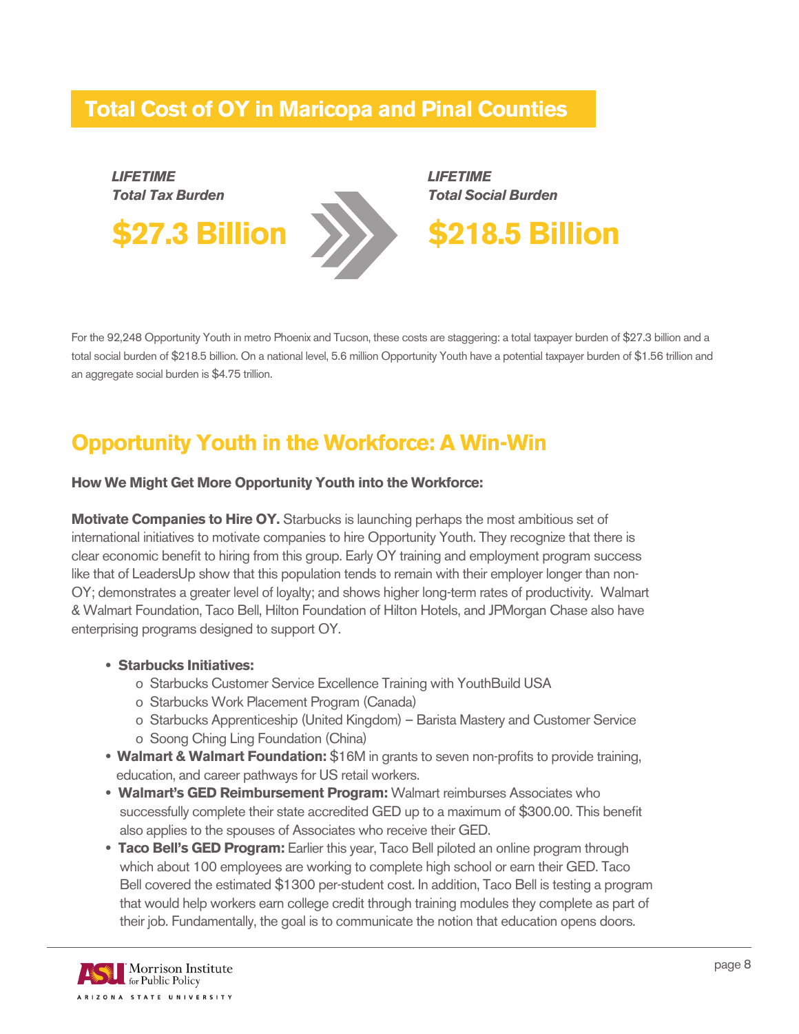## Total Cost of OY in Maricopa and Pinal Counties

***LIFETIME***
***Total Tax Burden***

**$27.3 Billion**

***LIFETIME***
***Total Social Burden***

**$218.5 Billion**

For the 92,248 Opportunity Youth in metro Phoenix and Tucson, these costs are staggering: a total taxpayer burden of $27.3 billion and a total social burden of $218.5 billion. On a national level, 5.6 million Opportunity Youth have a potential taxpayer burden of $1.56 trillion and an aggregate social burden is $4.75 trillion.

## Opportunity Youth in the Workforce: A Win-Win

**How We Might Get More Opportunity Youth into the Workforce:**

**Motivate Companies to Hire OY.** Starbucks is launching perhaps the most ambitious set of international initiatives to motivate companies to hire Opportunity Youth. They recognize that there is clear economic benefit to hiring from this group. Early OY training and employment program success like that of LeadersUp show that this population tends to remain with their employer longer than non-OY; demonstrates a greater level of loyalty; and shows higher long-term rates of productivity. Walmart & Walmart Foundation, Taco Bell, Hilton Foundation of Hilton Hotels, and JPMorgan Chase also have enterprising programs designed to support OY.

- **Starbucks Initiatives:**
  - Starbucks Customer Service Excellence Training with YouthBuild USA
  - Starbucks Work Placement Program (Canada)
  - Starbucks Apprenticeship (United Kingdom) – Barista Mastery and Customer Service
  - Soong Ching Ling Foundation (China)
- **Walmart & Walmart Foundation:** $16M in grants to seven non-profits to provide training, education, and career pathways for US retail workers.
- **Walmart's GED Reimbursement Program:** Walmart reimburses Associates who successfully complete their state accredited GED up to a maximum of $300.00. This benefit also applies to the spouses of Associates who receive their GED.
- **Taco Bell's GED Program:** Earlier this year, Taco Bell piloted an online program through which about 100 employees are working to complete high school or earn their GED. Taco Bell covered the estimated $1300 per-student cost. In addition, Taco Bell is testing a program that would help workers earn college credit through training modules they complete as part of their job. Fundamentally, the goal is to communicate the notion that education opens doors.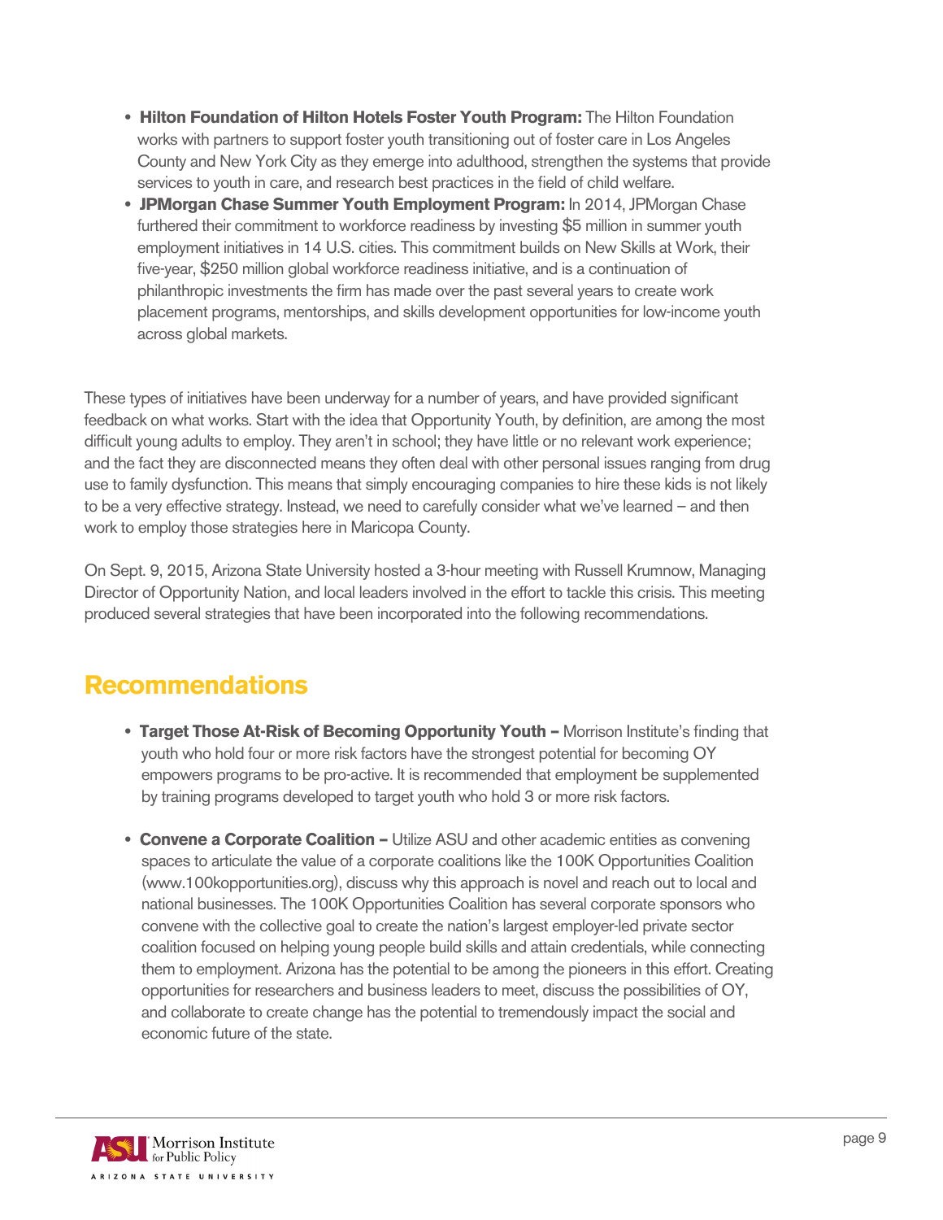- **Hilton Foundation of Hilton Hotels Foster Youth Program:** The Hilton Foundation works with partners to support foster youth transitioning out of foster care in Los Angeles County and New York City as they emerge into adulthood, strengthen the systems that provide services to youth in care, and research best practices in the field of child welfare.
- **JPMorgan Chase Summer Youth Employment Program:** In 2014, JPMorgan Chase furthered their commitment to workforce readiness by investing $5 million in summer youth employment initiatives in 14 U.S. cities. This commitment builds on New Skills at Work, their five-year, $250 million global workforce readiness initiative, and is a continuation of philanthropic investments the firm has made over the past several years to create work placement programs, mentorships, and skills development opportunities for low-income youth across global markets.

These types of initiatives have been underway for a number of years, and have provided significant feedback on what works. Start with the idea that Opportunity Youth, by definition, are among the most difficult young adults to employ. They aren't in school; they have little or no relevant work experience; and the fact they are disconnected means they often deal with other personal issues ranging from drug use to family dysfunction. This means that simply encouraging companies to hire these kids is not likely to be a very effective strategy. Instead, we need to carefully consider what we've learned – and then work to employ those strategies here in Maricopa County.

On Sept. 9, 2015, Arizona State University hosted a 3-hour meeting with Russell Krumnow, Managing Director of Opportunity Nation, and local leaders involved in the effort to tackle this crisis. This meeting produced several strategies that have been incorporated into the following recommendations.

## Recommendations

- **Target Those At-Risk of Becoming Opportunity Youth –** Morrison Institute's finding that youth who hold four or more risk factors have the strongest potential for becoming OY empowers programs to be pro-active. It is recommended that employment be supplemented by training programs developed to target youth who hold 3 or more risk factors.

- **Convene a Corporate Coalition –** Utilize ASU and other academic entities as convening spaces to articulate the value of a corporate coalitions like the 100K Opportunities Coalition (www.100kopportunities.org), discuss why this approach is novel and reach out to local and national businesses. The 100K Opportunities Coalition has several corporate sponsors who convene with the collective goal to create the nation's largest employer-led private sector coalition focused on helping young people build skills and attain credentials, while connecting them to employment. Arizona has the potential to be among the pioneers in this effort. Creating opportunities for researchers and business leaders to meet, discuss the possibilities of OY, and collaborate to create change has the potential to tremendously impact the social and economic future of the state.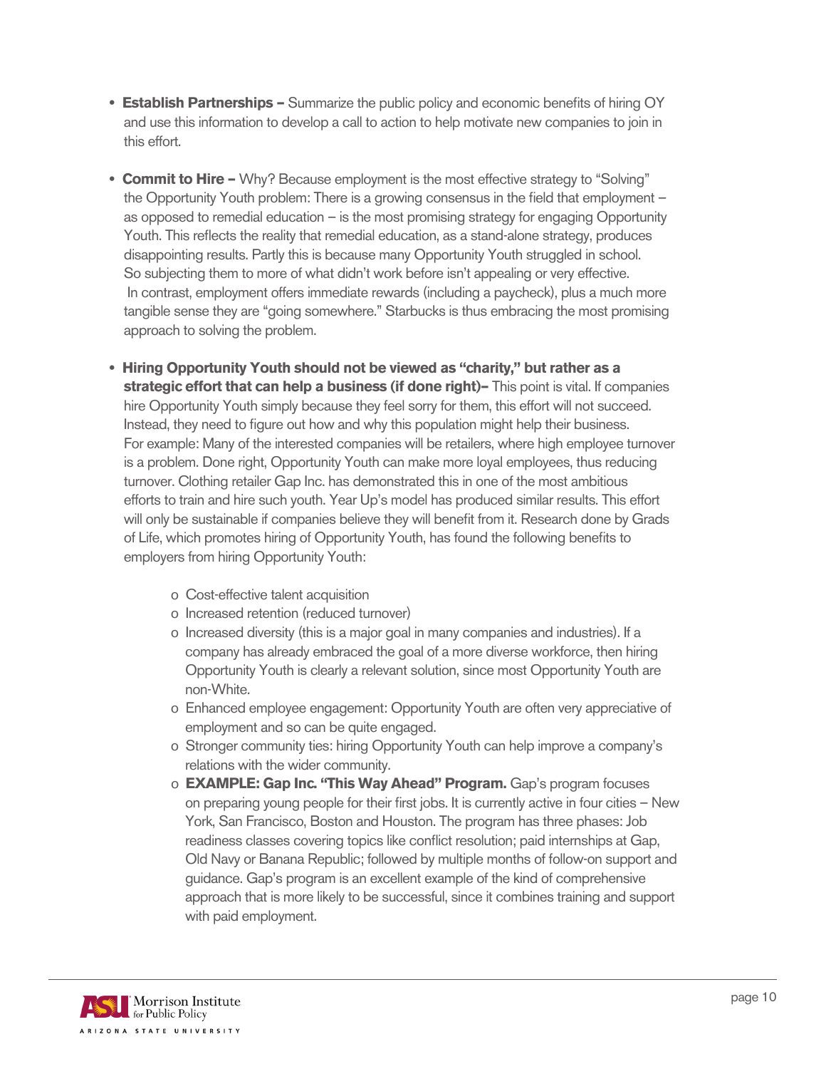- **Establish Partnerships –** Summarize the public policy and economic benefits of hiring OY and use this information to develop a call to action to help motivate new companies to join in this effort.

- **Commit to Hire –** Why? Because employment is the most effective strategy to "Solving" the Opportunity Youth problem: There is a growing consensus in the field that employment – as opposed to remedial education – is the most promising strategy for engaging Opportunity Youth. This reflects the reality that remedial education, as a stand-alone strategy, produces disappointing results. Partly this is because many Opportunity Youth struggled in school. So subjecting them to more of what didn't work before isn't appealing or very effective. In contrast, employment offers immediate rewards (including a paycheck), plus a much more tangible sense they are "going somewhere." Starbucks is thus embracing the most promising approach to solving the problem.

- **Hiring Opportunity Youth should not be viewed as "charity," but rather as a strategic effort that can help a business (if done right)–** This point is vital. If companies hire Opportunity Youth simply because they feel sorry for them, this effort will not succeed. Instead, they need to figure out how and why this population might help their business. For example: Many of the interested companies will be retailers, where high employee turnover is a problem. Done right, Opportunity Youth can make more loyal employees, thus reducing turnover. Clothing retailer Gap Inc. has demonstrated this in one of the most ambitious efforts to train and hire such youth. Year Up's model has produced similar results. This effort will only be sustainable if companies believe they will benefit from it. Research done by Grads of Life, which promotes hiring of Opportunity Youth, has found the following benefits to employers from hiring Opportunity Youth:

    - Cost-effective talent acquisition
    - Increased retention (reduced turnover)
    - Increased diversity (this is a major goal in many companies and industries). If a company has already embraced the goal of a more diverse workforce, then hiring Opportunity Youth is clearly a relevant solution, since most Opportunity Youth are non-White.
    - Enhanced employee engagement: Opportunity Youth are often very appreciative of employment and so can be quite engaged.
    - Stronger community ties: hiring Opportunity Youth can help improve a company's relations with the wider community.
    - **EXAMPLE: Gap Inc. "This Way Ahead" Program.** Gap's program focuses on preparing young people for their first jobs. It is currently active in four cities – New York, San Francisco, Boston and Houston. The program has three phases: Job readiness classes covering topics like conflict resolution; paid internships at Gap, Old Navy or Banana Republic; followed by multiple months of follow-on support and guidance. Gap's program is an excellent example of the kind of comprehensive approach that is more likely to be successful, since it combines training and support with paid employment.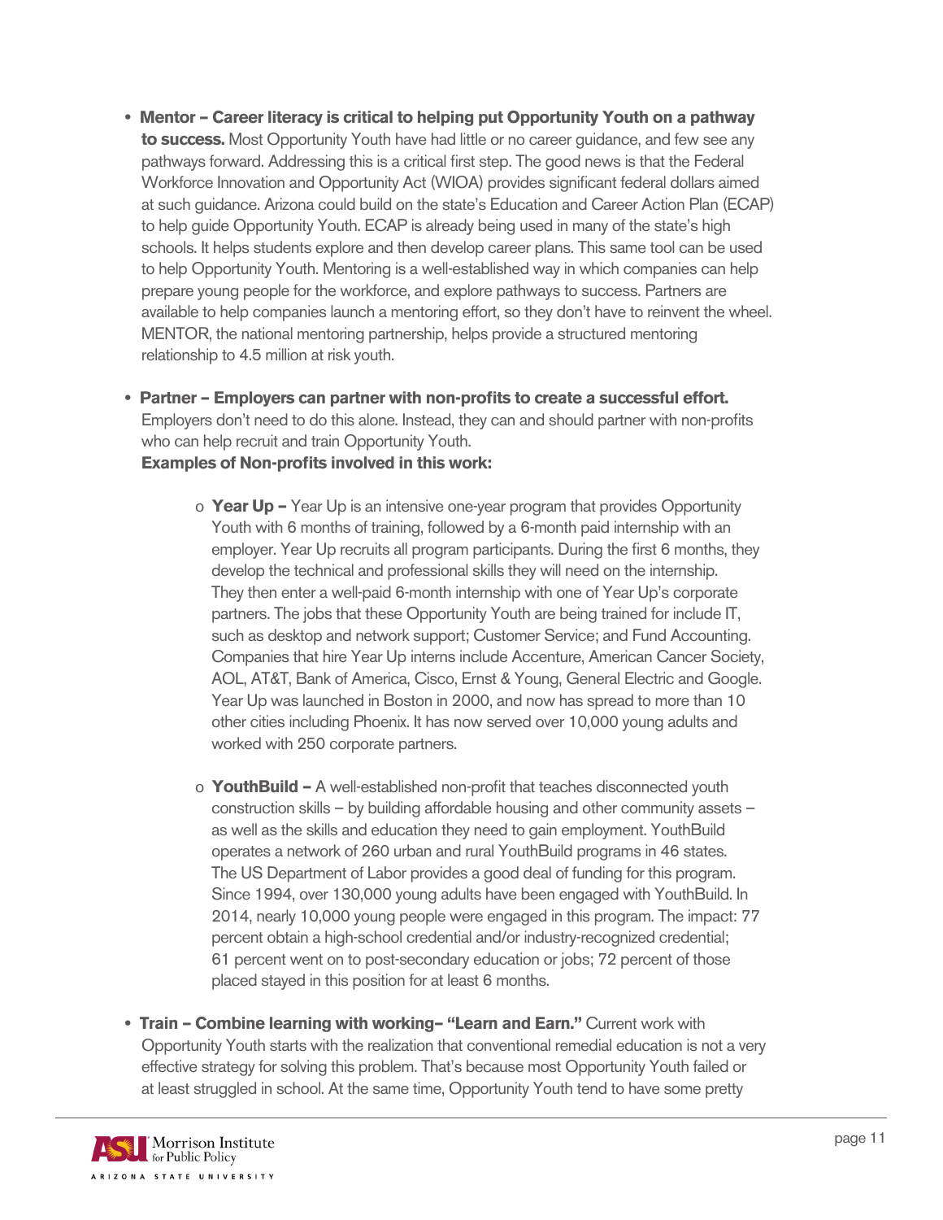- **Mentor – Career literacy is critical to helping put Opportunity Youth on a pathway to success.** Most Opportunity Youth have had little or no career guidance, and few see any pathways forward. Addressing this is a critical first step. The good news is that the Federal Workforce Innovation and Opportunity Act (WIOA) provides significant federal dollars aimed at such guidance. Arizona could build on the state's Education and Career Action Plan (ECAP) to help guide Opportunity Youth. ECAP is already being used in many of the state's high schools. It helps students explore and then develop career plans. This same tool can be used to help Opportunity Youth. Mentoring is a well-established way in which companies can help prepare young people for the workforce, and explore pathways to success. Partners are available to help companies launch a mentoring effort, so they don't have to reinvent the wheel. MENTOR, the national mentoring partnership, helps provide a structured mentoring relationship to 4.5 million at risk youth.

- **Partner – Employers can partner with non-profits to create a successful effort.** Employers don't need to do this alone. Instead, they can and should partner with non-profits who can help recruit and train Opportunity Youth.
  **Examples of Non-profits involved in this work:**

  - **Year Up –** Year Up is an intensive one-year program that provides Opportunity Youth with 6 months of training, followed by a 6-month paid internship with an employer. Year Up recruits all program participants. During the first 6 months, they develop the technical and professional skills they will need on the internship. They then enter a well-paid 6-month internship with one of Year Up's corporate partners. The jobs that these Opportunity Youth are being trained for include IT, such as desktop and network support; Customer Service; and Fund Accounting. Companies that hire Year Up interns include Accenture, American Cancer Society, AOL, AT&T, Bank of America, Cisco, Ernst & Young, General Electric and Google. Year Up was launched in Boston in 2000, and now has spread to more than 10 other cities including Phoenix. It has now served over 10,000 young adults and worked with 250 corporate partners.

  - **YouthBuild –** A well-established non-profit that teaches disconnected youth construction skills – by building affordable housing and other community assets – as well as the skills and education they need to gain employment. YouthBuild operates a network of 260 urban and rural YouthBuild programs in 46 states. The US Department of Labor provides a good deal of funding for this program. Since 1994, over 130,000 young adults have been engaged with YouthBuild. In 2014, nearly 10,000 young people were engaged in this program. The impact: 77 percent obtain a high-school credential and/or industry-recognized credential; 61 percent went on to post-secondary education or jobs; 72 percent of those placed stayed in this position for at least 6 months.

- **Train – Combine learning with working– "Learn and Earn."** Current work with Opportunity Youth starts with the realization that conventional remedial education is not a very effective strategy for solving this problem. That's because most Opportunity Youth failed or at least struggled in school. At the same time, Opportunity Youth tend to have some pretty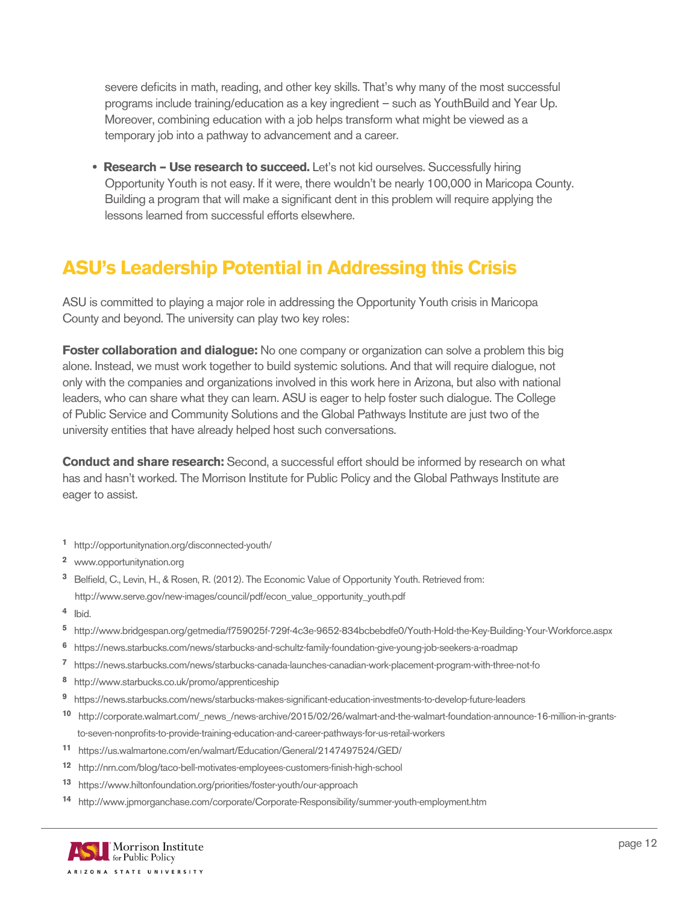severe deficits in math, reading, and other key skills. That's why many of the most successful programs include training/education as a key ingredient – such as YouthBuild and Year Up. Moreover, combining education with a job helps transform what might be viewed as a temporary job into a pathway to advancement and a career.

- **Research – Use research to succeed.** Let's not kid ourselves. Successfully hiring Opportunity Youth is not easy. If it were, there wouldn't be nearly 100,000 in Maricopa County. Building a program that will make a significant dent in this problem will require applying the lessons learned from successful efforts elsewhere.

## ASU's Leadership Potential in Addressing this Crisis

ASU is committed to playing a major role in addressing the Opportunity Youth crisis in Maricopa County and beyond. The university can play two key roles:

**Foster collaboration and dialogue:** No one company or organization can solve a problem this big alone. Instead, we must work together to build systemic solutions. And that will require dialogue, not only with the companies and organizations involved in this work here in Arizona, but also with national leaders, who can share what they can learn. ASU is eager to help foster such dialogue. The College of Public Service and Community Solutions and the Global Pathways Institute are just two of the university entities that have already helped host such conversations.

**Conduct and share research:** Second, a successful effort should be informed by research on what has and hasn't worked. The Morrison Institute for Public Policy and the Global Pathways Institute are eager to assist.

[1] http://opportunitynation.org/disconnected-youth/

[2] www.opportunitynation.org

[3] Belfield, C., Levin, H., & Rosen, R. (2012). The Economic Value of Opportunity Youth. Retrieved from: http://www.serve.gov/new-images/council/pdf/econ_value_opportunity_youth.pdf

[4] Ibid.

[5] http://www.bridgespan.org/getmedia/f759025f-729f-4c3e-9652-834bcbebdfe0/Youth-Hold-the-Key-Building-Your-Workforce.aspx

[6] https://news.starbucks.com/news/starbucks-and-schultz-family-foundation-give-young-job-seekers-a-roadmap

[7] https://news.starbucks.com/news/starbucks-canada-launches-canadian-work-placement-program-with-three-not-fo

[8] http://www.starbucks.co.uk/promo/apprenticeship

[9] https://news.starbucks.com/news/starbucks-makes-significant-education-investments-to-develop-future-leaders

[10] http://corporate.walmart.com/_news_/news-archive/2015/02/26/walmart-and-the-walmart-foundation-announce-16-million-in-grants-to-seven-nonprofits-to-provide-training-education-and-career-pathways-for-us-retail-workers

[11] https://us.walmartone.com/en/walmart/Education/General/2147497524/GED/

[12] http://nrn.com/blog/taco-bell-motivates-employees-customers-finish-high-school

[13] https://www.hiltonfoundation.org/priorities/foster-youth/our-approach

[14] http://www.jpmorganchase.com/corporate/Corporate-Responsibility/summer-youth-employment.htm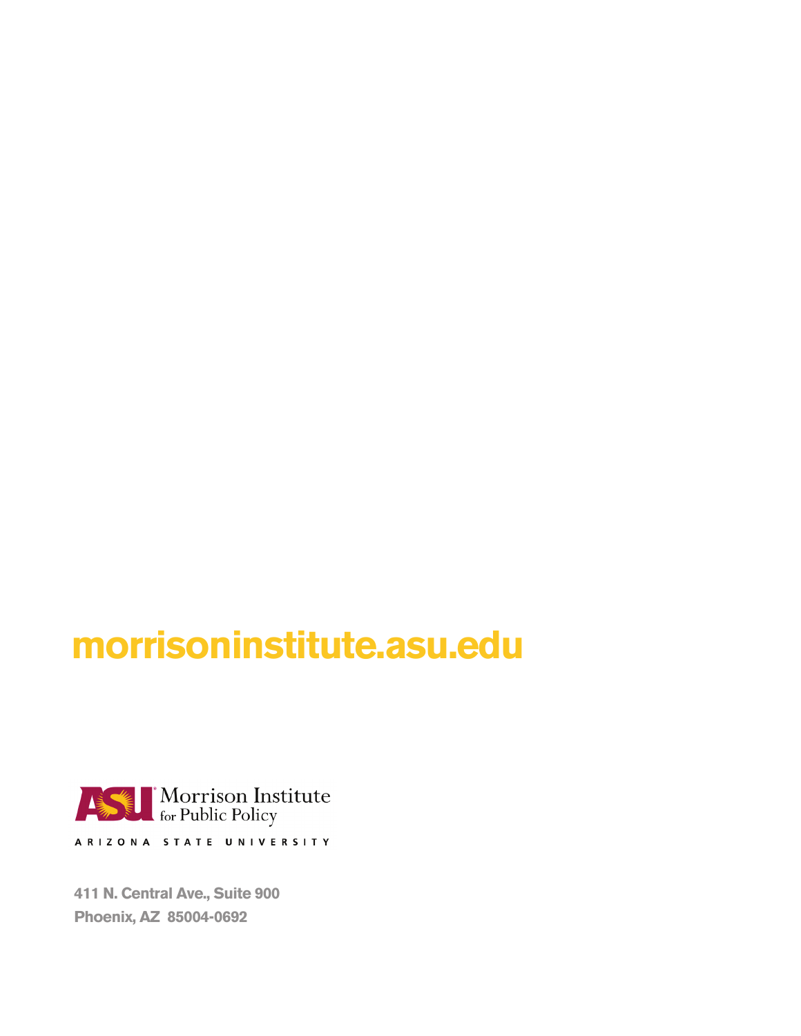**morrisoninstitute.asu.edu**

Morrison Institute for Public Policy

ARIZONA STATE UNIVERSITY

411 N. Central Ave., Suite 900

Phoenix, AZ 85004-0692